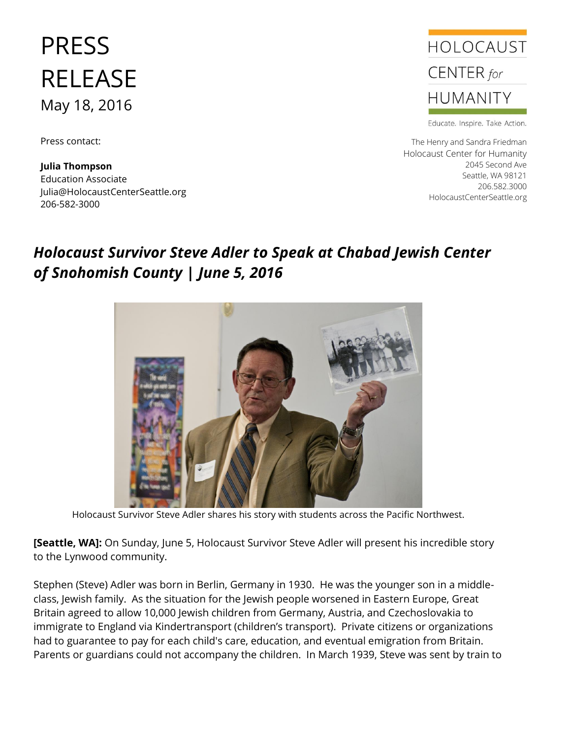# PRESS RELEASE

May 18, 2016

Press contact:

**Julia Thompson**
Education Associate
Julia@HolocaustCenterSeattle.org
206-582-3000

HOLOCAUST CENTER *for* HUMANITY

Educate. Inspire. Take Action.

The Henry and Sandra Friedman
Holocaust Center for Humanity
2045 Second Ave
Seattle, WA 98121
206.582.3000
HolocaustCenterSeattle.org

## *Holocaust Survivor Steve Adler to Speak at Chabad Jewish Center of Snohomish County | June 5, 2016*

Holocaust Survivor Steve Adler shares his story with students across the Pacific Northwest.

**[Seattle, WA]:** On Sunday, June 5, Holocaust Survivor Steve Adler will present his incredible story to the Lynwood community.

Stephen (Steve) Adler was born in Berlin, Germany in 1930. He was the younger son in a middle-class, Jewish family. As the situation for the Jewish people worsened in Eastern Europe, Great Britain agreed to allow 10,000 Jewish children from Germany, Austria, and Czechoslovakia to immigrate to England via Kindertransport (children's transport). Private citizens or organizations had to guarantee to pay for each child's care, education, and eventual emigration from Britain. Parents or guardians could not accompany the children. In March 1939, Steve was sent by train to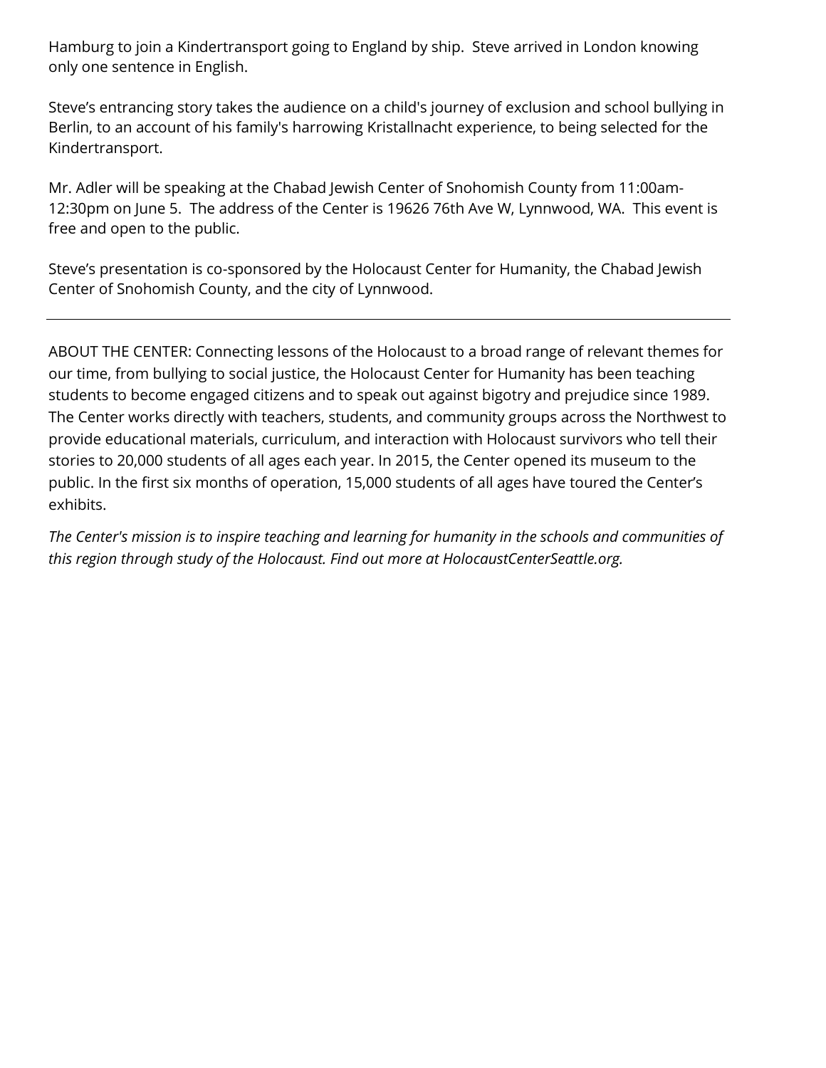Hamburg to join a Kindertransport going to England by ship. Steve arrived in London knowing only one sentence in English.

Steve's entrancing story takes the audience on a child's journey of exclusion and school bullying in Berlin, to an account of his family's harrowing Kristallnacht experience, to being selected for the Kindertransport.

Mr. Adler will be speaking at the Chabad Jewish Center of Snohomish County from 11:00am-12:30pm on June 5. The address of the Center is 19626 76th Ave W, Lynnwood, WA. This event is free and open to the public.

Steve's presentation is co-sponsored by the Holocaust Center for Humanity, the Chabad Jewish Center of Snohomish County, and the city of Lynnwood.

---

ABOUT THE CENTER: Connecting lessons of the Holocaust to a broad range of relevant themes for our time, from bullying to social justice, the Holocaust Center for Humanity has been teaching students to become engaged citizens and to speak out against bigotry and prejudice since 1989. The Center works directly with teachers, students, and community groups across the Northwest to provide educational materials, curriculum, and interaction with Holocaust survivors who tell their stories to 20,000 students of all ages each year. In 2015, the Center opened its museum to the public. In the first six months of operation, 15,000 students of all ages have toured the Center's exhibits.

*The Center's mission is to inspire teaching and learning for humanity in the schools and communities of this region through study of the Holocaust. Find out more at HolocaustCenterSeattle.org.*